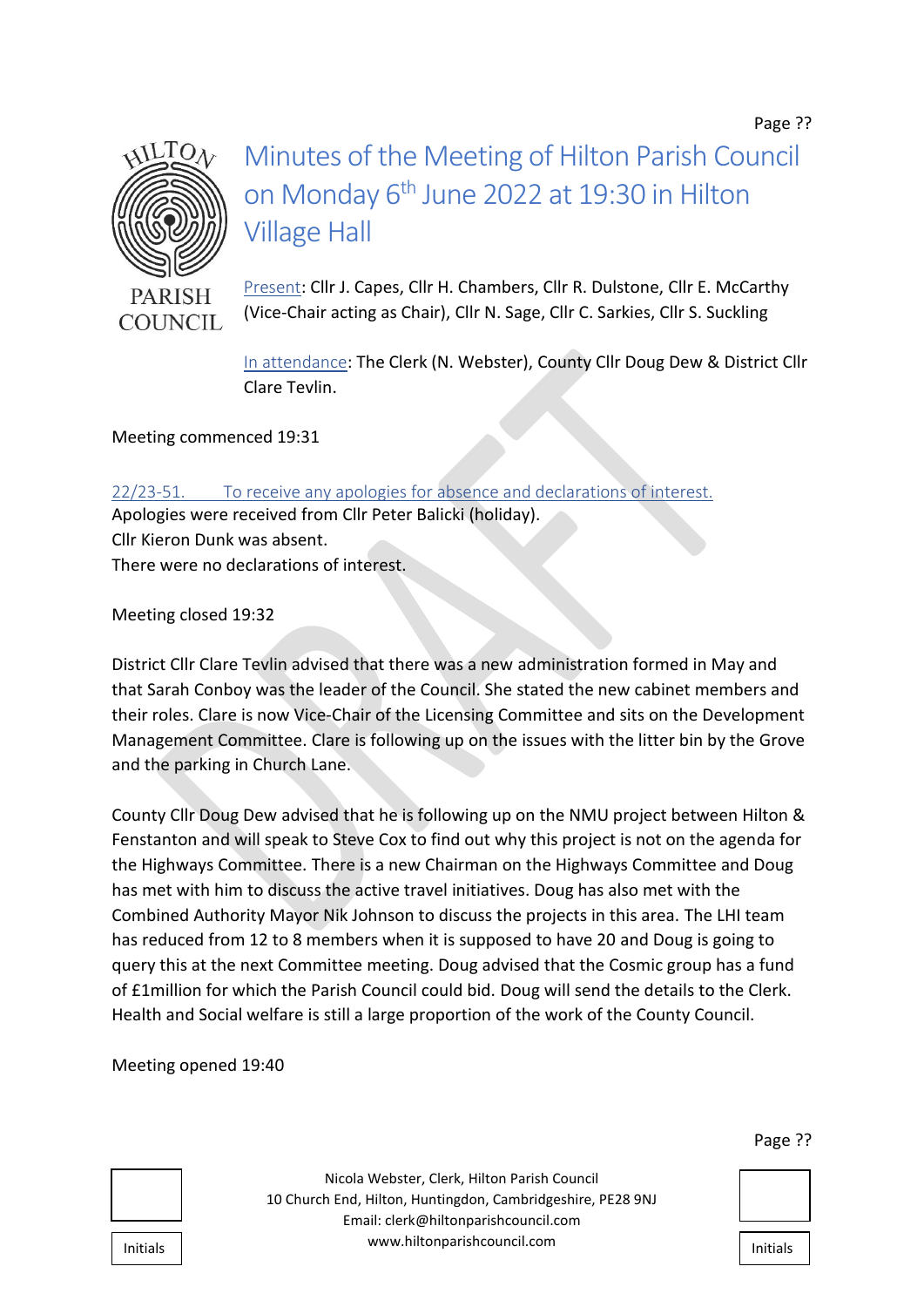# Minutes of the Meeting of Hilton Parish Council on Monday 6th June 2022 at 19:30 in Hilton Village Hall

Present: Cllr J. Capes, Cllr H. Chambers, Cllr R. Dulstone, Cllr E. McCarthy (Vice-Chair acting as Chair), Cllr N. Sage, Cllr C. Sarkies, Cllr S. Suckling

In attendance: The Clerk (N. Webster), County Cllr Doug Dew & District Cllr Clare Tevlin.

Meeting commenced 19:31

## 22/23-51. To receive any apologies for absence and declarations of interest.

Apologies were received from Cllr Peter Balicki (holiday).
Cllr Kieron Dunk was absent.
There were no declarations of interest.

Meeting closed 19:32

District Cllr Clare Tevlin advised that there was a new administration formed in May and that Sarah Conboy was the leader of the Council. She stated the new cabinet members and their roles. Clare is now Vice-Chair of the Licensing Committee and sits on the Development Management Committee. Clare is following up on the issues with the litter bin by the Grove and the parking in Church Lane.

County Cllr Doug Dew advised that he is following up on the NMU project between Hilton & Fenstanton and will speak to Steve Cox to find out why this project is not on the agenda for the Highways Committee. There is a new Chairman on the Highways Committee and Doug has met with him to discuss the active travel initiatives. Doug has also met with the Combined Authority Mayor Nik Johnson to discuss the projects in this area. The LHI team has reduced from 12 to 8 members when it is supposed to have 20 and Doug is going to query this at the next Committee meeting. Doug advised that the Cosmic group has a fund of £1million for which the Parish Council could bid. Doug will send the details to the Clerk. Health and Social welfare is still a large proportion of the work of the County Council.

Meeting opened 19:40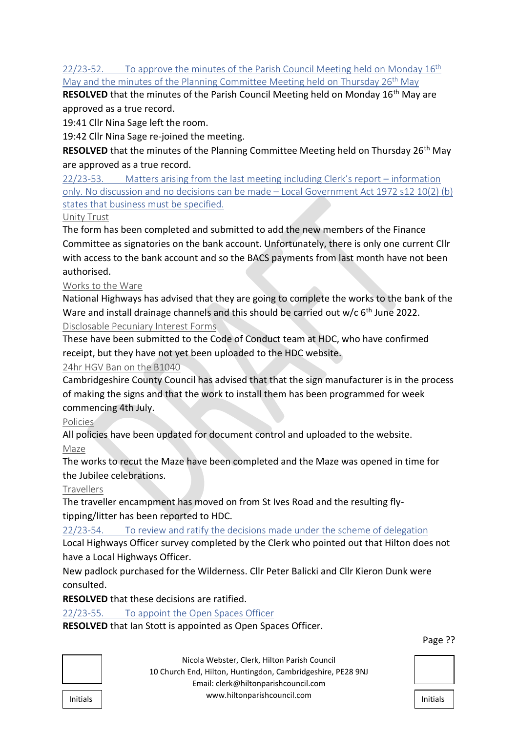22/23-52. To approve the minutes of the Parish Council Meeting held on Monday 16th May and the minutes of the Planning Committee Meeting held on Thursday 26th May

**RESOLVED** that the minutes of the Parish Council Meeting held on Monday 16th May are approved as a true record.

19:41 Cllr Nina Sage left the room.

19:42 Cllr Nina Sage re-joined the meeting.

**RESOLVED** that the minutes of the Planning Committee Meeting held on Thursday 26th May are approved as a true record.

22/23-53. Matters arising from the last meeting including Clerk's report – information only. No discussion and no decisions can be made – Local Government Act 1972 s12 10(2) (b) states that business must be specified.

Unity Trust

The form has been completed and submitted to add the new members of the Finance Committee as signatories on the bank account. Unfortunately, there is only one current Cllr with access to the bank account and so the BACS payments from last month have not been authorised.

Works to the Ware

National Highways has advised that they are going to complete the works to the bank of the Ware and install drainage channels and this should be carried out w/c 6th June 2022.

Disclosable Pecuniary Interest Forms

These have been submitted to the Code of Conduct team at HDC, who have confirmed receipt, but they have not yet been uploaded to the HDC website.

24hr HGV Ban on the B1040

Cambridgeshire County Council has advised that that the sign manufacturer is in the process of making the signs and that the work to install them has been programmed for week commencing 4th July.

Policies

All policies have been updated for document control and uploaded to the website.

Maze

The works to recut the Maze have been completed and the Maze was opened in time for the Jubilee celebrations.

Travellers

The traveller encampment has moved on from St Ives Road and the resulting fly-tipping/litter has been reported to HDC.

22/23-54. To review and ratify the decisions made under the scheme of delegation

Local Highways Officer survey completed by the Clerk who pointed out that Hilton does not have a Local Highways Officer.

New padlock purchased for the Wilderness. Cllr Peter Balicki and Cllr Kieron Dunk were consulted.

**RESOLVED** that these decisions are ratified.

22/23-55. To appoint the Open Spaces Officer

**RESOLVED** that Ian Stott is appointed as Open Spaces Officer.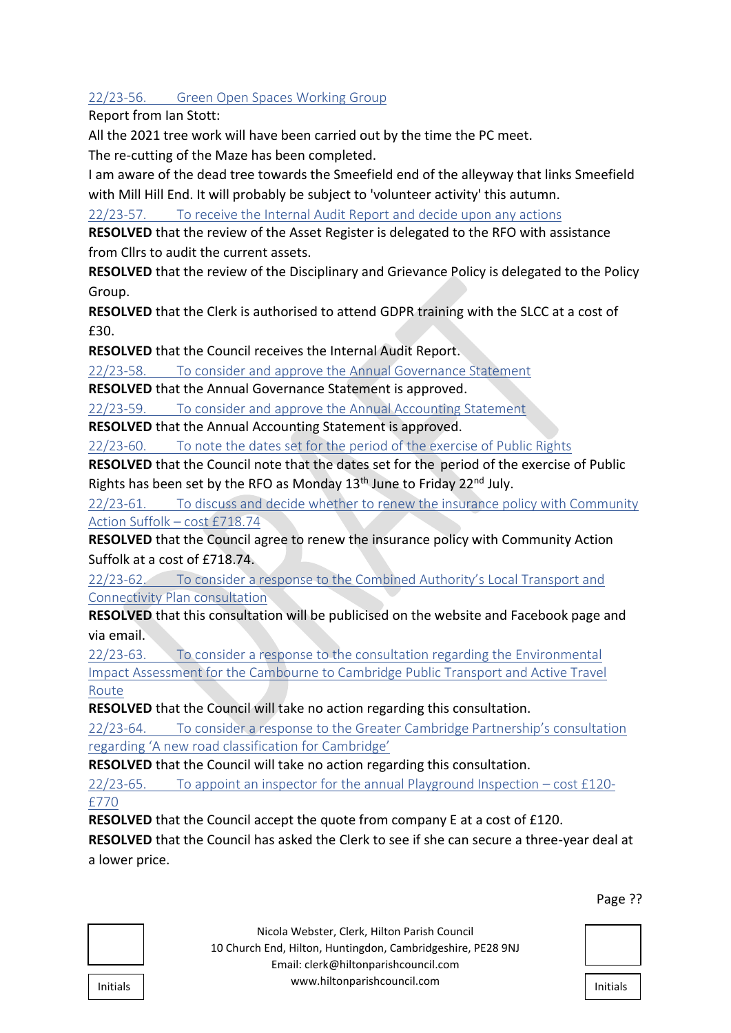22/23-56. Green Open Spaces Working Group

Report from Ian Stott:

All the 2021 tree work will have been carried out by the time the PC meet.

The re-cutting of the Maze has been completed.

I am aware of the dead tree towards the Smeefield end of the alleyway that links Smeefield with Mill Hill End. It will probably be subject to 'volunteer activity' this autumn.

22/23-57. To receive the Internal Audit Report and decide upon any actions

**RESOLVED** that the review of the Asset Register is delegated to the RFO with assistance from Cllrs to audit the current assets.

**RESOLVED** that the review of the Disciplinary and Grievance Policy is delegated to the Policy Group.

**RESOLVED** that the Clerk is authorised to attend GDPR training with the SLCC at a cost of £30.

**RESOLVED** that the Council receives the Internal Audit Report.

22/23-58. To consider and approve the Annual Governance Statement

**RESOLVED** that the Annual Governance Statement is approved.

22/23-59. To consider and approve the Annual Accounting Statement

**RESOLVED** that the Annual Accounting Statement is approved.

22/23-60. To note the dates set for the period of the exercise of Public Rights

**RESOLVED** that the Council note that the dates set for the period of the exercise of Public Rights has been set by the RFO as Monday 13th June to Friday 22nd July.

22/23-61. To discuss and decide whether to renew the insurance policy with Community Action Suffolk – cost £718.74

**RESOLVED** that the Council agree to renew the insurance policy with Community Action Suffolk at a cost of £718.74.

22/23-62. To consider a response to the Combined Authority's Local Transport and Connectivity Plan consultation

**RESOLVED** that this consultation will be publicised on the website and Facebook page and via email.

22/23-63. To consider a response to the consultation regarding the Environmental Impact Assessment for the Cambourne to Cambridge Public Transport and Active Travel Route

**RESOLVED** that the Council will take no action regarding this consultation.

22/23-64. To consider a response to the Greater Cambridge Partnership's consultation regarding 'A new road classification for Cambridge'

**RESOLVED** that the Council will take no action regarding this consultation.

22/23-65. To appoint an inspector for the annual Playground Inspection – cost £120-£770

**RESOLVED** that the Council accept the quote from company E at a cost of £120.

**RESOLVED** that the Council has asked the Clerk to see if she can secure a three-year deal at a lower price.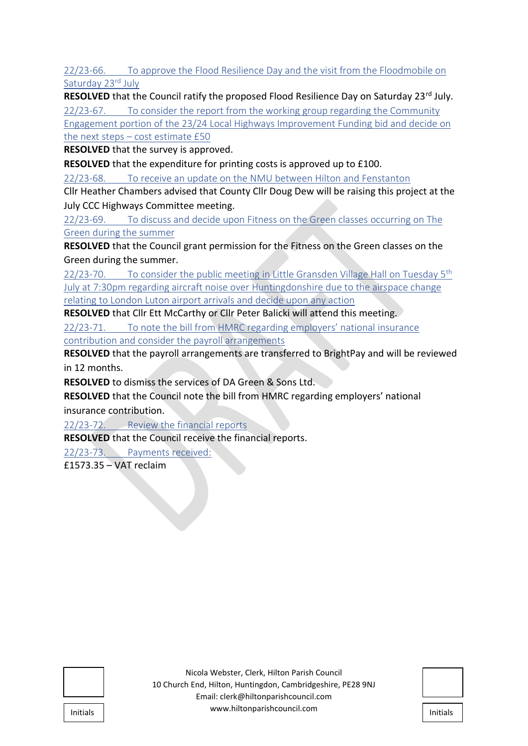22/23-66. To approve the Flood Resilience Day and the visit from the Floodmobile on Saturday 23rd July

**RESOLVED** that the Council ratify the proposed Flood Resilience Day on Saturday 23rd July.

22/23-67. To consider the report from the working group regarding the Community Engagement portion of the 23/24 Local Highways Improvement Funding bid and decide on the next steps – cost estimate £50

**RESOLVED** that the survey is approved.

**RESOLVED** that the expenditure for printing costs is approved up to £100.

22/23-68. To receive an update on the NMU between Hilton and Fenstanton

Cllr Heather Chambers advised that County Cllr Doug Dew will be raising this project at the July CCC Highways Committee meeting.

22/23-69. To discuss and decide upon Fitness on the Green classes occurring on The Green during the summer

**RESOLVED** that the Council grant permission for the Fitness on the Green classes on the Green during the summer.

22/23-70. To consider the public meeting in Little Gransden Village Hall on Tuesday 5th July at 7:30pm regarding aircraft noise over Huntingdonshire due to the airspace change relating to London Luton airport arrivals and decide upon any action

**RESOLVED** that Cllr Ett McCarthy or Cllr Peter Balicki will attend this meeting.

22/23-71. To note the bill from HMRC regarding employers' national insurance contribution and consider the payroll arrangements

**RESOLVED** that the payroll arrangements are transferred to BrightPay and will be reviewed in 12 months.

**RESOLVED** to dismiss the services of DA Green & Sons Ltd.

**RESOLVED** that the Council note the bill from HMRC regarding employers' national insurance contribution.

22/23-72. Review the financial reports

**RESOLVED** that the Council receive the financial reports.

22/23-73. Payments received:

£1573.35 – VAT reclaim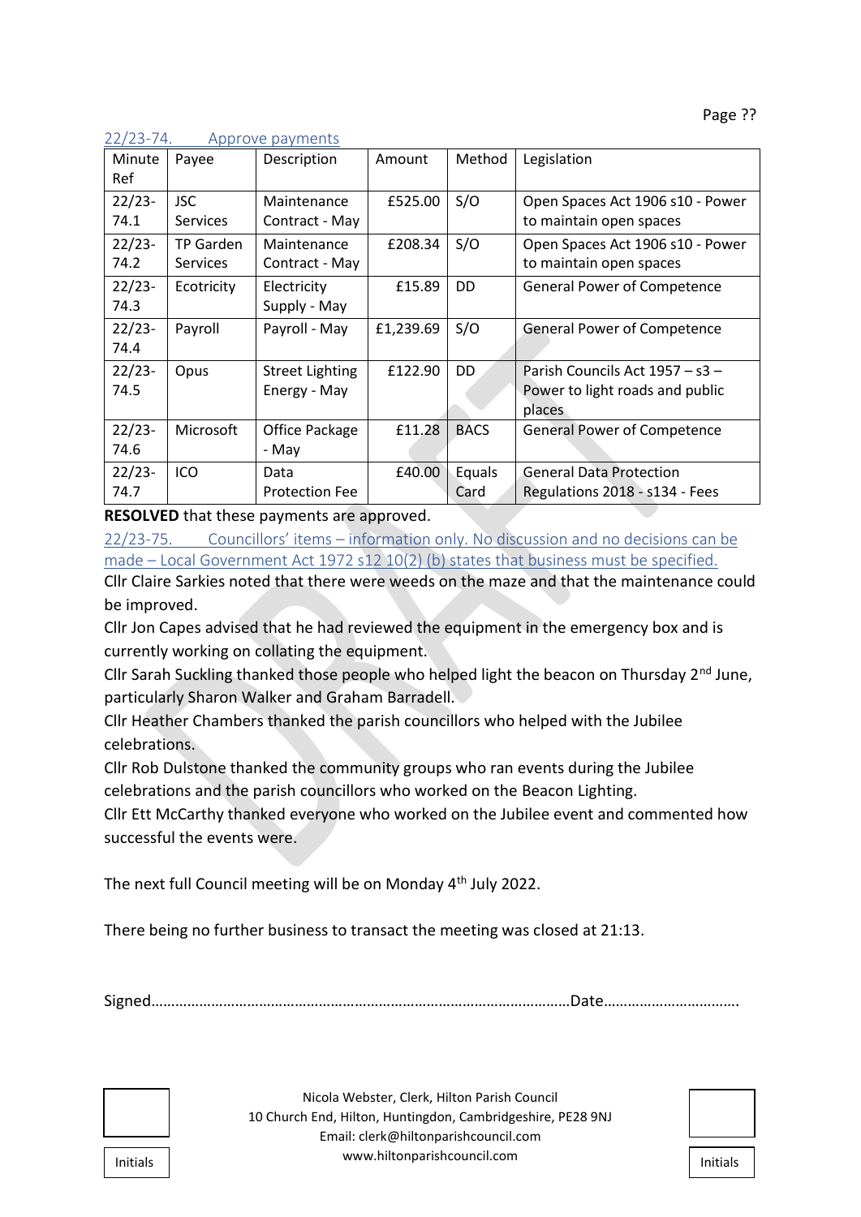## 22/23-74. Approve payments

| Minute Ref | Payee | Description | Amount | Method | Legislation |
|---|---|---|---|---|---|
| 22/23-74.1 | JSC Services | Maintenance Contract - May | £525.00 | S/O | Open Spaces Act 1906 s10 - Power to maintain open spaces |
| 22/23-74.2 | TP Garden Services | Maintenance Contract - May | £208.34 | S/O | Open Spaces Act 1906 s10 - Power to maintain open spaces |
| 22/23-74.3 | Ecotricity | Electricity Supply - May | £15.89 | DD | General Power of Competence |
| 22/23-74.4 | Payroll | Payroll - May | £1,239.69 | S/O | General Power of Competence |
| 22/23-74.5 | Opus | Street Lighting Energy - May | £122.90 | DD | Parish Councils Act 1957 – s3 – Power to light roads and public places |
| 22/23-74.6 | Microsoft | Office Package - May | £11.28 | BACS | General Power of Competence |
| 22/23-74.7 | ICO | Data Protection Fee | £40.00 | Equals Card | General Data Protection Regulations 2018 - s134 - Fees |

**RESOLVED** that these payments are approved.

## 22/23-75. Councillors' items – information only. No discussion and no decisions can be made – Local Government Act 1972 s12 10(2) (b) states that business must be specified.

Cllr Claire Sarkies noted that there were weeds on the maze and that the maintenance could be improved.

Cllr Jon Capes advised that he had reviewed the equipment in the emergency box and is currently working on collating the equipment.

Cllr Sarah Suckling thanked those people who helped light the beacon on Thursday 2nd June, particularly Sharon Walker and Graham Barradell.

Cllr Heather Chambers thanked the parish councillors who helped with the Jubilee celebrations.

Cllr Rob Dulstone thanked the community groups who ran events during the Jubilee celebrations and the parish councillors who worked on the Beacon Lighting.

Cllr Ett McCarthy thanked everyone who worked on the Jubilee event and commented how successful the events were.

The next full Council meeting will be on Monday 4th July 2022.

There being no further business to transact the meeting was closed at 21:13.

Signed…………………………………………………………………………………………Date…………………………….

Initials

Nicola Webster, Clerk, Hilton Parish Council
10 Church End, Hilton, Huntingdon, Cambridgeshire, PE28 9NJ
Email: clerk@hiltonparishcouncil.com
www.hiltonparishcouncil.com

Initials